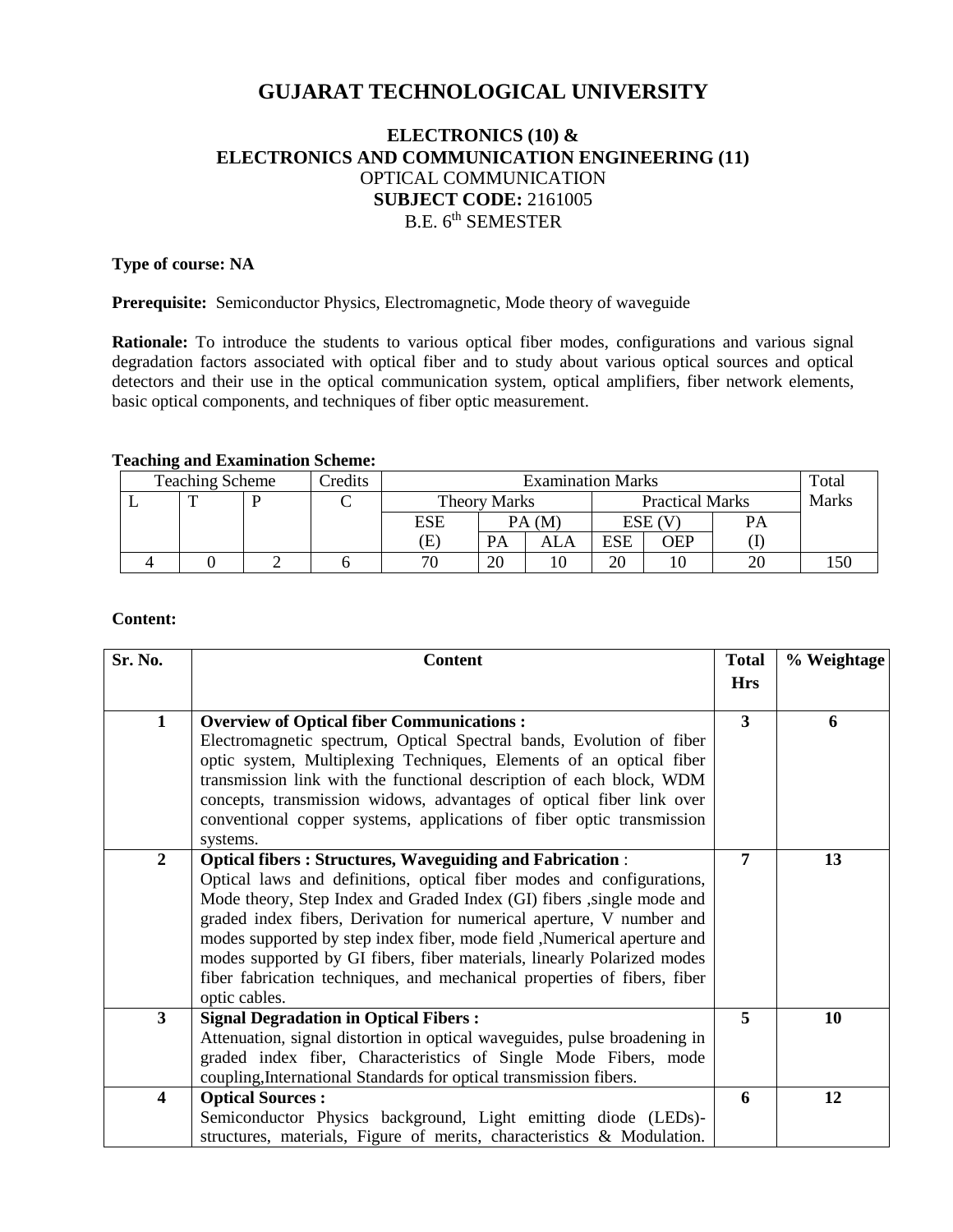# GUJARAT TECHNOLOGICAL UNIVERSITY

## ELECTRONICS (10) &
## ELECTRONICS AND COMMUNICATION ENGINEERING (11)

OPTICAL COMMUNICATION

**SUBJECT CODE:** 2161005

B.E. 6th SEMESTER

**Type of course: NA**

**Prerequisite:** Semiconductor Physics, Electromagnetic, Mode theory of waveguide

**Rationale:** To introduce the students to various optical fiber modes, configurations and various signal degradation factors associated with optical fiber and to study about various optical sources and optical detectors and their use in the optical communication system, optical amplifiers, fiber network elements, basic optical components, and techniques of fiber optic measurement.

**Teaching and Examination Scheme:**

| Teaching Scheme | | | Credits | Examination Marks | | | | | | Total Marks |
|---|---|---|---|---|---|---|---|---|---|---|
| | | | | Theory Marks | | | Practical Marks | | | |
| L | T | P | C | ESE (E) | PA (M) | | ESE (V) | | PA (I) | |
| | | | | | PA | ALA | ESE | OEP | | |
| 4 | 0 | 2 | 6 | 70 | 20 | 10 | 20 | 10 | 20 | 150 |

**Content:**

| Sr. No. | Content | Total Hrs | % Weightage |
|---|---|---|---|
| 1 | **Overview of Optical fiber Communications :** Electromagnetic spectrum, Optical Spectral bands, Evolution of fiber optic system, Multiplexing Techniques, Elements of an optical fiber transmission link with the functional description of each block, WDM concepts, transmission widows, advantages of optical fiber link over conventional copper systems, applications of fiber optic transmission systems. | 3 | 6 |
| 2 | **Optical fibers : Structures, Waveguiding and Fabrication** : Optical laws and definitions, optical fiber modes and configurations, Mode theory, Step Index and Graded Index (GI) fibers ,single mode and graded index fibers, Derivation for numerical aperture, V number and modes supported by step index fiber, mode field ,Numerical aperture and modes supported by GI fibers, fiber materials, linearly Polarized modes fiber fabrication techniques, and mechanical properties of fibers, fiber optic cables. | 7 | 13 |
| 3 | **Signal Degradation in Optical Fibers :** Attenuation, signal distortion in optical waveguides, pulse broadening in graded index fiber, Characteristics of Single Mode Fibers, mode coupling,International Standards for optical transmission fibers. | 5 | 10 |
| 4 | **Optical Sources :** Semiconductor Physics background, Light emitting diode (LEDs)-structures, materials, Figure of merits, characteristics & Modulation. | 6 | 12 |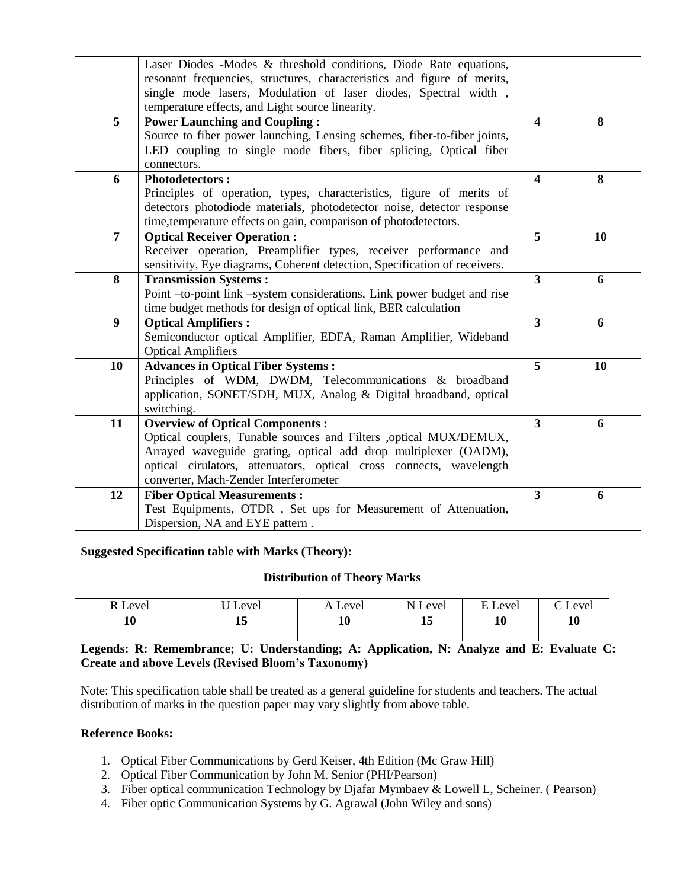| | | | |
|---|---|---|---|
| | Laser Diodes -Modes & threshold conditions, Diode Rate equations, resonant frequencies, structures, characteristics and figure of merits, single mode lasers, Modulation of laser diodes, Spectral width , temperature effects, and Light source linearity. | | |
| **5** | **Power Launching and Coupling :** Source to fiber power launching, Lensing schemes, fiber-to-fiber joints, LED coupling to single mode fibers, fiber splicing, Optical fiber connectors. | **4** | **8** |
| **6** | **Photodetectors :** Principles of operation, types, characteristics, figure of merits of detectors photodiode materials, photodetector noise, detector response time,temperature effects on gain, comparison of photodetectors. | **4** | **8** |
| **7** | **Optical Receiver Operation :** Receiver operation, Preamplifier types, receiver performance and sensitivity, Eye diagrams, Coherent detection, Specification of receivers. | **5** | **10** |
| **8** | **Transmission Systems :** Point –to-point link –system considerations, Link power budget and rise time budget methods for design of optical link, BER calculation | **3** | **6** |
| **9** | **Optical Amplifiers :** Semiconductor optical Amplifier, EDFA, Raman Amplifier, Wideband Optical Amplifiers | **3** | **6** |
| **10** | **Advances in Optical Fiber Systems :** Principles of WDM, DWDM, Telecommunications & broadband application, SONET/SDH, MUX, Analog & Digital broadband, optical switching. | **5** | **10** |
| **11** | **Overview of Optical Components :** Optical couplers, Tunable sources and Filters ,optical MUX/DEMUX, Arrayed waveguide grating, optical add drop multiplexer (OADM), optical cirulators, attenuators, optical cross connects, wavelength converter, Mach-Zender Interferometer | **3** | **6** |
| **12** | **Fiber Optical Measurements :** Test Equipments, OTDR , Set ups for Measurement of Attenuation, Dispersion, NA and EYE pattern . | **3** | **6** |

**Suggested Specification table with Marks (Theory):**

| **Distribution of Theory Marks** | | | | | |
|---|---|---|---|---|---|
| R Level | U Level | A Level | N Level | E Level | C Level |
| **10** | **15** | **10** | **15** | **10** | **10** |

**Legends: R: Remembrance; U: Understanding; A: Application, N: Analyze and E: Evaluate C: Create and above Levels (Revised Bloom's Taxonomy)**

Note: This specification table shall be treated as a general guideline for students and teachers. The actual distribution of marks in the question paper may vary slightly from above table.

**Reference Books:**

1. Optical Fiber Communications by Gerd Keiser, 4th Edition (Mc Graw Hill)
2. Optical Fiber Communication by John M. Senior (PHI/Pearson)
3. Fiber optical communication Technology by Djafar Mymbaev & Lowell L, Scheiner. ( Pearson)
4. Fiber optic Communication Systems by G. Agrawal (John Wiley and sons)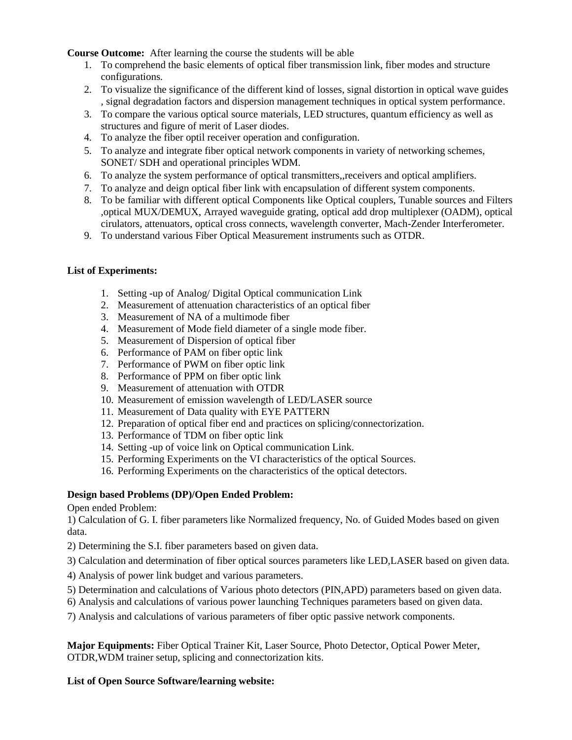**Course Outcome:** After learning the course the students will be able

1. To comprehend the basic elements of optical fiber transmission link, fiber modes and structure configurations.
2. To visualize the significance of the different kind of losses, signal distortion in optical wave guides , signal degradation factors and dispersion management techniques in optical system performance.
3. To compare the various optical source materials, LED structures, quantum efficiency as well as structures and figure of merit of Laser diodes.
4. To analyze the fiber optil receiver operation and configuration.
5. To analyze and integrate fiber optical network components in variety of networking schemes, SONET/ SDH and operational principles WDM.
6. To analyze the system performance of optical transmitters,,receivers and optical amplifiers.
7. To analyze and deign optical fiber link with encapsulation of different system components.
8. To be familiar with different optical Components like Optical couplers, Tunable sources and Filters ,optical MUX/DEMUX, Arrayed waveguide grating, optical add drop multiplexer (OADM), optical cirulators, attenuators, optical cross connects, wavelength converter, Mach-Zender Interferometer.
9. To understand various Fiber Optical Measurement instruments such as OTDR.

**List of Experiments:**

1. Setting -up of Analog/ Digital Optical communication Link
2. Measurement of attenuation characteristics of an optical fiber
3. Measurement of NA of a multimode fiber
4. Measurement of Mode field diameter of a single mode fiber.
5. Measurement of Dispersion of optical fiber
6. Performance of PAM on fiber optic link
7. Performance of PWM on fiber optic link
8. Performance of PPM on fiber optic link
9. Measurement of attenuation with OTDR
10. Measurement of emission wavelength of LED/LASER source
11. Measurement of Data quality with EYE PATTERN
12. Preparation of optical fiber end and practices on splicing/connectorization.
13. Performance of TDM on fiber optic link
14. Setting -up of voice link on Optical communication Link.
15. Performing Experiments on the VI characteristics of the optical Sources.
16. Performing Experiments on the characteristics of the optical detectors.

**Design based Problems (DP)/Open Ended Problem:**

Open ended Problem:

1) Calculation of G. I. fiber parameters like Normalized frequency, No. of Guided Modes based on given data.

2) Determining the S.I. fiber parameters based on given data.

3) Calculation and determination of fiber optical sources parameters like LED,LASER based on given data.

4) Analysis of power link budget and various parameters.

5) Determination and calculations of Various photo detectors (PIN,APD) parameters based on given data.

6) Analysis and calculations of various power launching Techniques parameters based on given data.

7) Analysis and calculations of various parameters of fiber optic passive network components.

**Major Equipments:** Fiber Optical Trainer Kit, Laser Source, Photo Detector, Optical Power Meter, OTDR,WDM trainer setup, splicing and connectorization kits.

**List of Open Source Software/learning website:**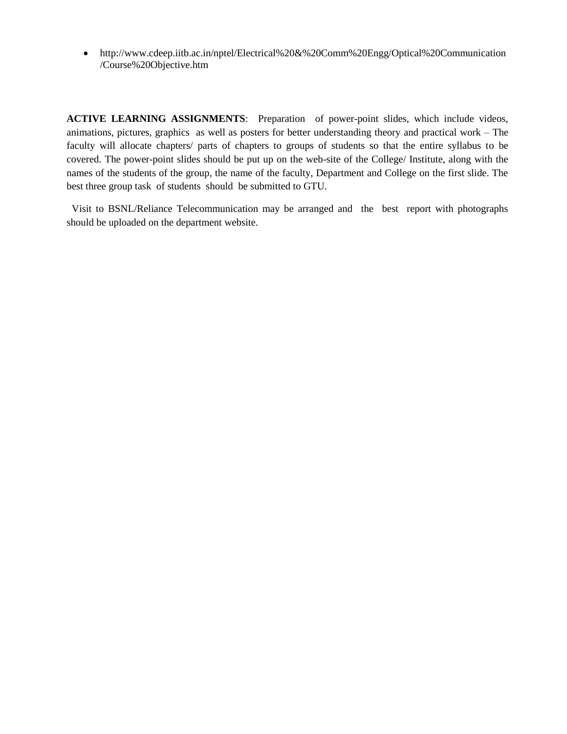- http://www.cdeep.iitb.ac.in/nptel/Electrical%20&%20Comm%20Engg/Optical%20Communication/Course%20Objective.htm

**ACTIVE LEARNING ASSIGNMENTS**: Preparation of power-point slides, which include videos, animations, pictures, graphics as well as posters for better understanding theory and practical work – The faculty will allocate chapters/ parts of chapters to groups of students so that the entire syllabus to be covered. The power-point slides should be put up on the web-site of the College/ Institute, along with the names of the students of the group, the name of the faculty, Department and College on the first slide. The best three group task of students should be submitted to GTU.

Visit to BSNL/Reliance Telecommunication may be arranged and the best report with photographs should be uploaded on the department website.